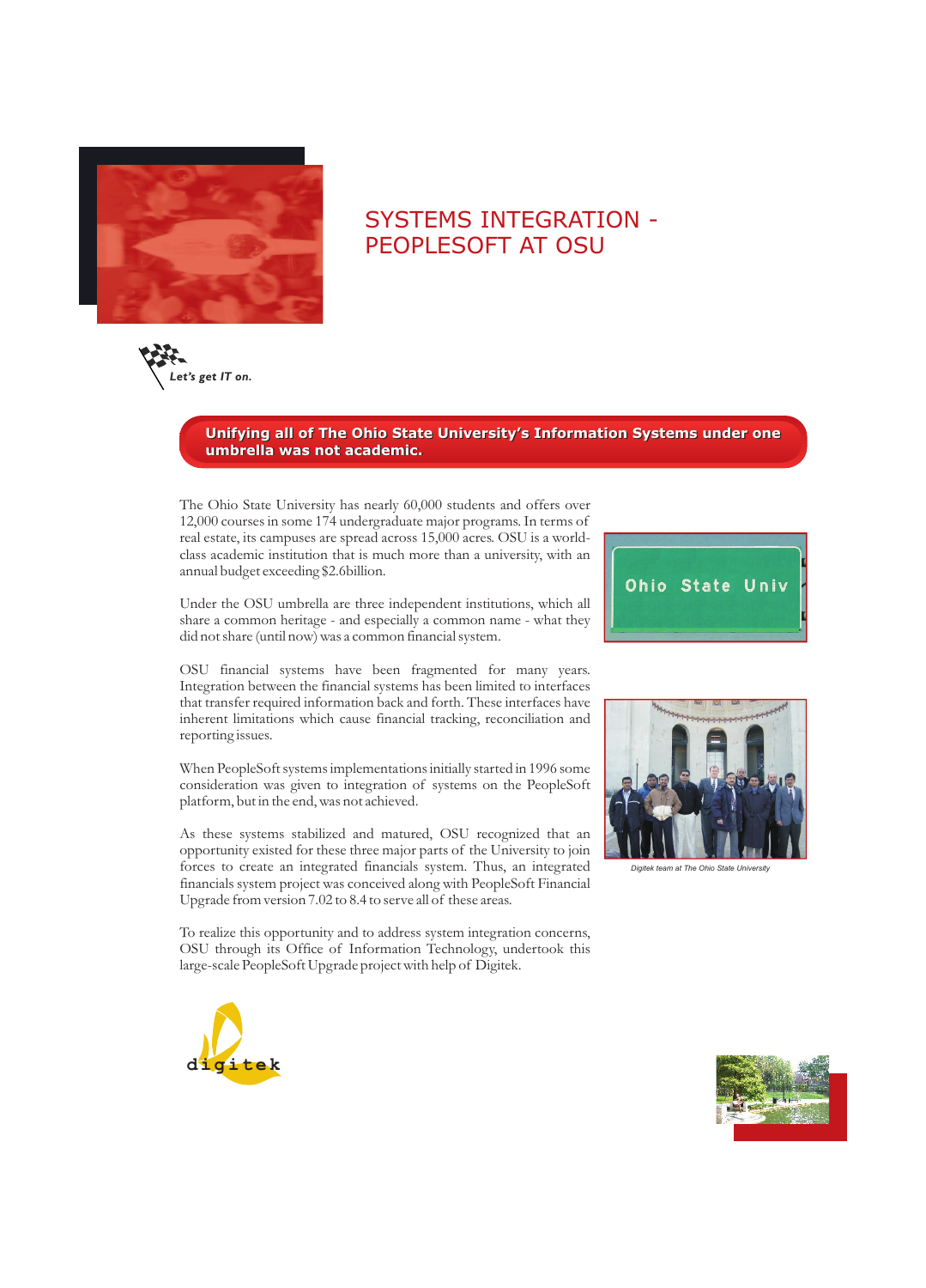# SYSTEMS INTEGRATION - PEOPLESOFT AT OSU

*Let's get IT on.*

**Unifying all of The Ohio State University's Information Systems under one umbrella was not academic.**

The Ohio State University has nearly 60,000 students and offers over 12,000 courses in some 174 undergraduate major programs. In terms of real estate, its campuses are spread across 15,000 acres. OSU is a world-class academic institution that is much more than a university, with an annual budget exceeding $2.6billion.

Under the OSU umbrella are three independent institutions, which all share a common heritage - and especially a common name - what they did not share (until now) was a common financial system.

OSU financial systems have been fragmented for many years. Integration between the financial systems has been limited to interfaces that transfer required information back and forth. These interfaces have inherent limitations which cause financial tracking, reconciliation and reporting issues.

When PeopleSoft systems implementations initially started in 1996 some consideration was given to integration of systems on the PeopleSoft platform, but in the end, was not achieved.

As these systems stabilized and matured, OSU recognized that an opportunity existed for these three major parts of the University to join forces to create an integrated financials system. Thus, an integrated financials system project was conceived along with PeopleSoft Financial Upgrade from version 7.02 to 8.4 to serve all of these areas.

To realize this opportunity and to address system integration concerns, OSU through its Office of Information Technology, undertook this large-scale PeopleSoft Upgrade project with help of Digitek.

*Digitek team at The Ohio State University*

digitek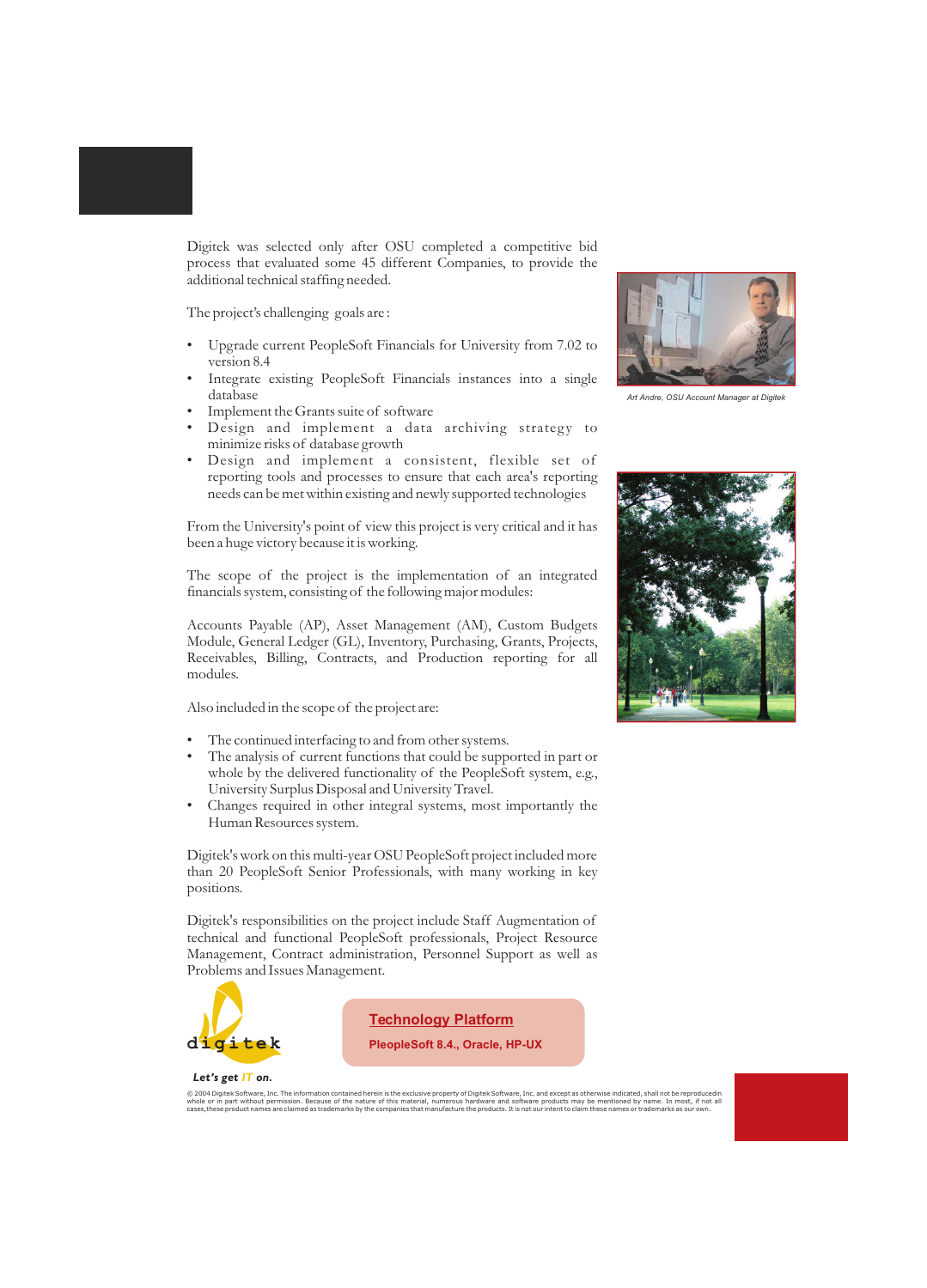Digitek was selected only after OSU completed a competitive bid process that evaluated some 45 different Companies, to provide the additional technical staffing needed.

The project's challenging goals are :

- Upgrade current PeopleSoft Financials for University from 7.02 to version 8.4
- Integrate existing PeopleSoft Financials instances into a single database
- Implement the Grants suite of software
- Design and implement a data archiving strategy to minimize risks of database growth
- Design and implement a consistent, flexible set of reporting tools and processes to ensure that each area's reporting needs can be met within existing and newly supported technologies

From the University's point of view this project is very critical and it has been a huge victory because it is working.

The scope of the project is the implementation of an integrated financials system, consisting of the following major modules:

Accounts Payable (AP), Asset Management (AM), Custom Budgets Module, General Ledger (GL), Inventory, Purchasing, Grants, Projects, Receivables, Billing, Contracts, and Production reporting for all modules.

Also included in the scope of the project are:

- The continued interfacing to and from other systems.
- The analysis of current functions that could be supported in part or whole by the delivered functionality of the PeopleSoft system, e.g., University Surplus Disposal and University Travel.
- Changes required in other integral systems, most importantly the Human Resources system.

Digitek's work on this multi-year OSU PeopleSoft project included more than 20 PeopleSoft Senior Professionals, with many working in key positions.

Digitek's responsibilities on the project include Staff Augmentation of technical and functional PeopleSoft professionals, Project Resource Management, Contract administration, Personnel Support as well as Problems and Issues Management.

*Art Andre, OSU Account Manager at Digitek*

**Technology Platform**

**PleopleSoft 8.4., Oracle, HP-UX**

digitek

*Let's get IT on.*

© 2004 Digitek Software, Inc. The information contained herein is the exclusive property of Digitek Software, Inc. and except as otherwise indicated, shall not be reproducedin whole or in part without permission. Because of the nature of this material, numerous hardware and software products may be mentioned by name. In most, if not all cases,these product names are claimed as trademarks by the companies that manufacture the products. It is not our intent to claim these names or trademarks as our own.